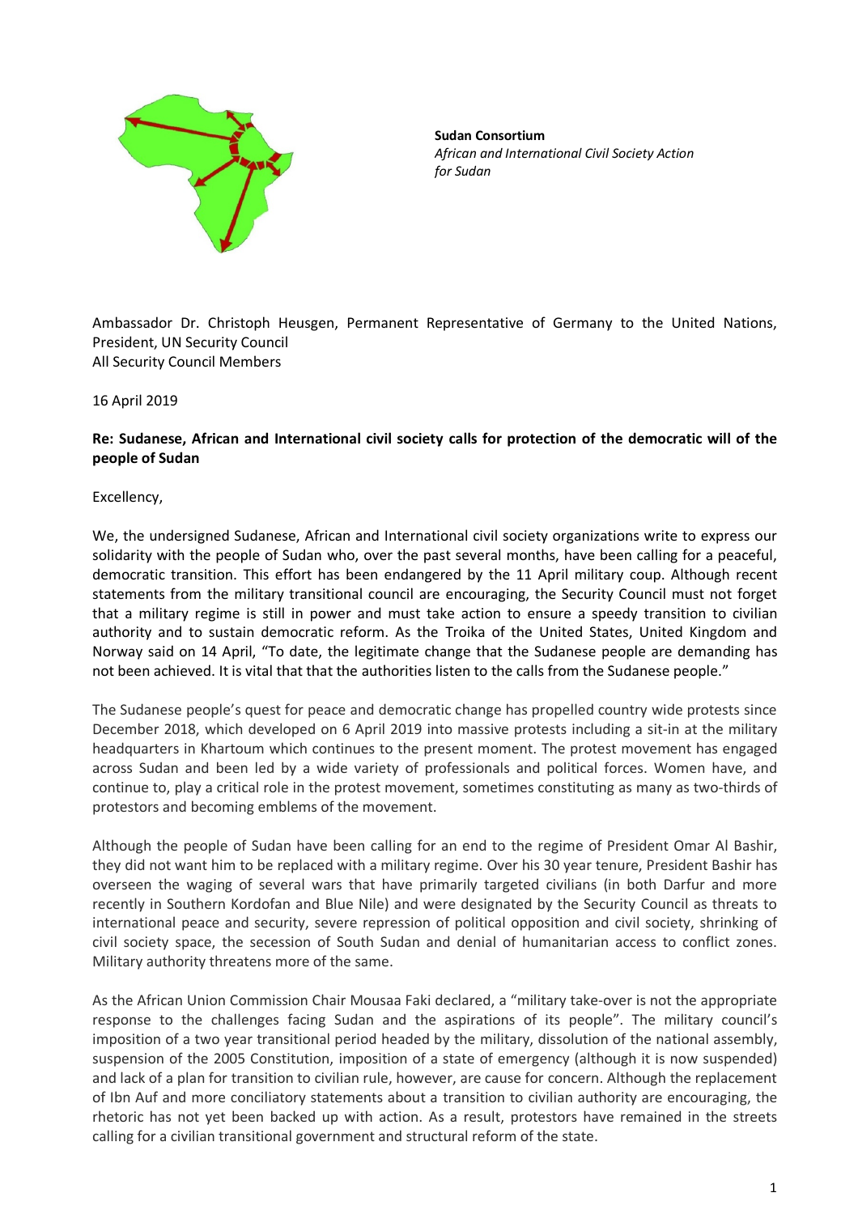**Sudan Consortium**
*African and International Civil Society Action for Sudan*

Ambassador Dr. Christoph Heusgen, Permanent Representative of Germany to the United Nations, President, UN Security Council
All Security Council Members

16 April 2019

**Re: Sudanese, African and International civil society calls for protection of the democratic will of the people of Sudan**

Excellency,

We, the undersigned Sudanese, African and International civil society organizations write to express our solidarity with the people of Sudan who, over the past several months, have been calling for a peaceful, democratic transition. This effort has been endangered by the 11 April military coup. Although recent statements from the military transitional council are encouraging, the Security Council must not forget that a military regime is still in power and must take action to ensure a speedy transition to civilian authority and to sustain democratic reform. As the Troika of the United States, United Kingdom and Norway said on 14 April, "To date, the legitimate change that the Sudanese people are demanding has not been achieved. It is vital that that the authorities listen to the calls from the Sudanese people."

The Sudanese people's quest for peace and democratic change has propelled country wide protests since December 2018, which developed on 6 April 2019 into massive protests including a sit-in at the military headquarters in Khartoum which continues to the present moment. The protest movement has engaged across Sudan and been led by a wide variety of professionals and political forces. Women have, and continue to, play a critical role in the protest movement, sometimes constituting as many as two-thirds of protestors and becoming emblems of the movement.

Although the people of Sudan have been calling for an end to the regime of President Omar Al Bashir, they did not want him to be replaced with a military regime. Over his 30 year tenure, President Bashir has overseen the waging of several wars that have primarily targeted civilians (in both Darfur and more recently in Southern Kordofan and Blue Nile) and were designated by the Security Council as threats to international peace and security, severe repression of political opposition and civil society, shrinking of civil society space, the secession of South Sudan and denial of humanitarian access to conflict zones. Military authority threatens more of the same.

As the African Union Commission Chair Mousaa Faki declared, a "military take-over is not the appropriate response to the challenges facing Sudan and the aspirations of its people". The military council's imposition of a two year transitional period headed by the military, dissolution of the national assembly, suspension of the 2005 Constitution, imposition of a state of emergency (although it is now suspended) and lack of a plan for transition to civilian rule, however, are cause for concern. Although the replacement of Ibn Auf and more conciliatory statements about a transition to civilian authority are encouraging, the rhetoric has not yet been backed up with action. As a result, protestors have remained in the streets calling for a civilian transitional government and structural reform of the state.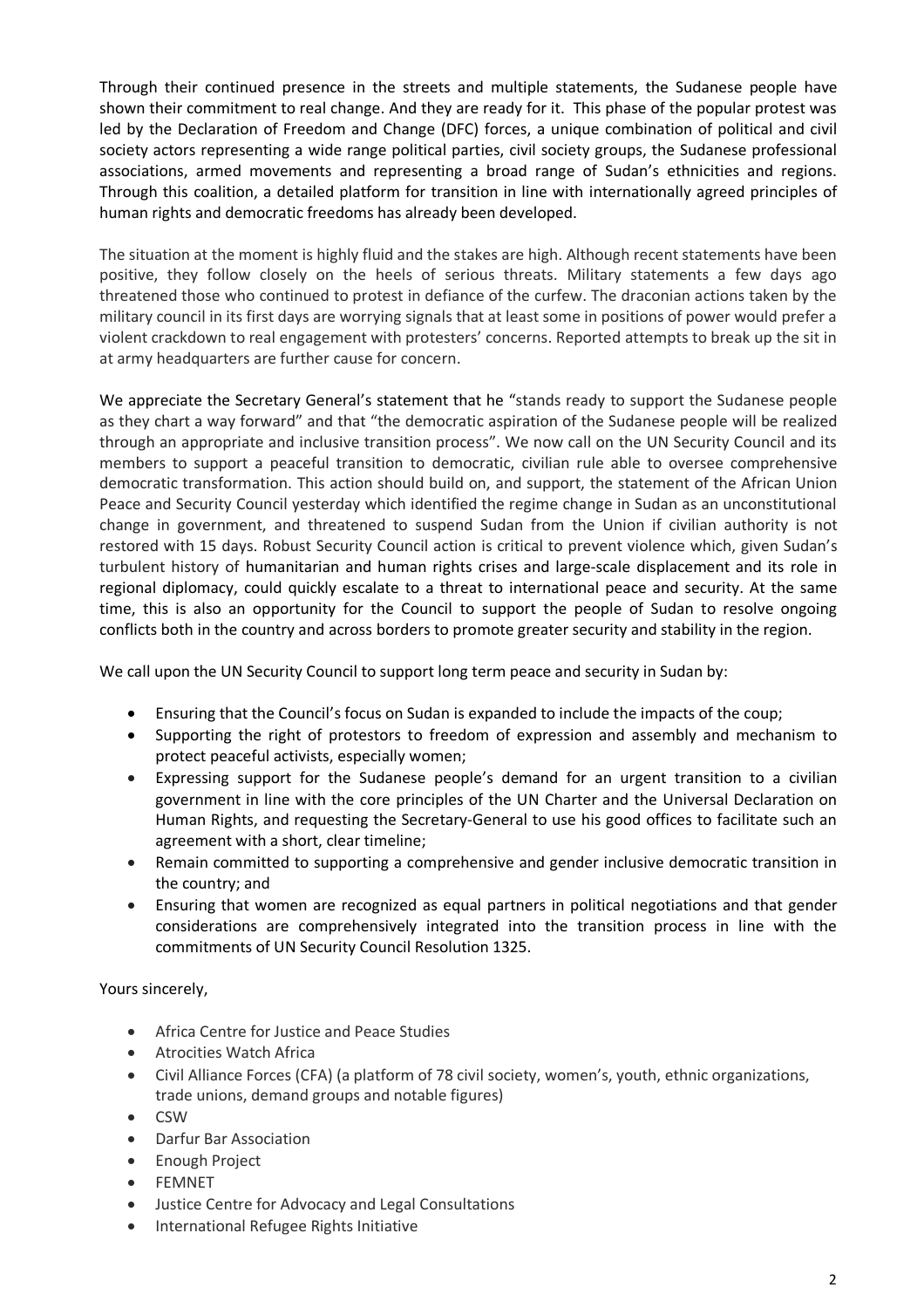Through their continued presence in the streets and multiple statements, the Sudanese people have shown their commitment to real change. And they are ready for it. This phase of the popular protest was led by the Declaration of Freedom and Change (DFC) forces, a unique combination of political and civil society actors representing a wide range political parties, civil society groups, the Sudanese professional associations, armed movements and representing a broad range of Sudan's ethnicities and regions. Through this coalition, a detailed platform for transition in line with internationally agreed principles of human rights and democratic freedoms has already been developed.

The situation at the moment is highly fluid and the stakes are high. Although recent statements have been positive, they follow closely on the heels of serious threats. Military statements a few days ago threatened those who continued to protest in defiance of the curfew. The draconian actions taken by the military council in its first days are worrying signals that at least some in positions of power would prefer a violent crackdown to real engagement with protesters' concerns. Reported attempts to break up the sit in at army headquarters are further cause for concern.

We appreciate the Secretary General's statement that he "stands ready to support the Sudanese people as they chart a way forward" and that "the democratic aspiration of the Sudanese people will be realized through an appropriate and inclusive transition process". We now call on the UN Security Council and its members to support a peaceful transition to democratic, civilian rule able to oversee comprehensive democratic transformation. This action should build on, and support, the statement of the African Union Peace and Security Council yesterday which identified the regime change in Sudan as an unconstitutional change in government, and threatened to suspend Sudan from the Union if civilian authority is not restored with 15 days. Robust Security Council action is critical to prevent violence which, given Sudan's turbulent history of humanitarian and human rights crises and large-scale displacement and its role in regional diplomacy, could quickly escalate to a threat to international peace and security. At the same time, this is also an opportunity for the Council to support the people of Sudan to resolve ongoing conflicts both in the country and across borders to promote greater security and stability in the region.

We call upon the UN Security Council to support long term peace and security in Sudan by:

- Ensuring that the Council's focus on Sudan is expanded to include the impacts of the coup;
- Supporting the right of protestors to freedom of expression and assembly and mechanism to protect peaceful activists, especially women;
- Expressing support for the Sudanese people's demand for an urgent transition to a civilian government in line with the core principles of the UN Charter and the Universal Declaration on Human Rights, and requesting the Secretary-General to use his good offices to facilitate such an agreement with a short, clear timeline;
- Remain committed to supporting a comprehensive and gender inclusive democratic transition in the country; and
- Ensuring that women are recognized as equal partners in political negotiations and that gender considerations are comprehensively integrated into the transition process in line with the commitments of UN Security Council Resolution 1325.

Yours sincerely,

- Africa Centre for Justice and Peace Studies
- Atrocities Watch Africa
- Civil Alliance Forces (CFA) (a platform of 78 civil society, women's, youth, ethnic organizations, trade unions, demand groups and notable figures)
- CSW
- Darfur Bar Association
- Enough Project
- FEMNET
- Justice Centre for Advocacy and Legal Consultations
- International Refugee Rights Initiative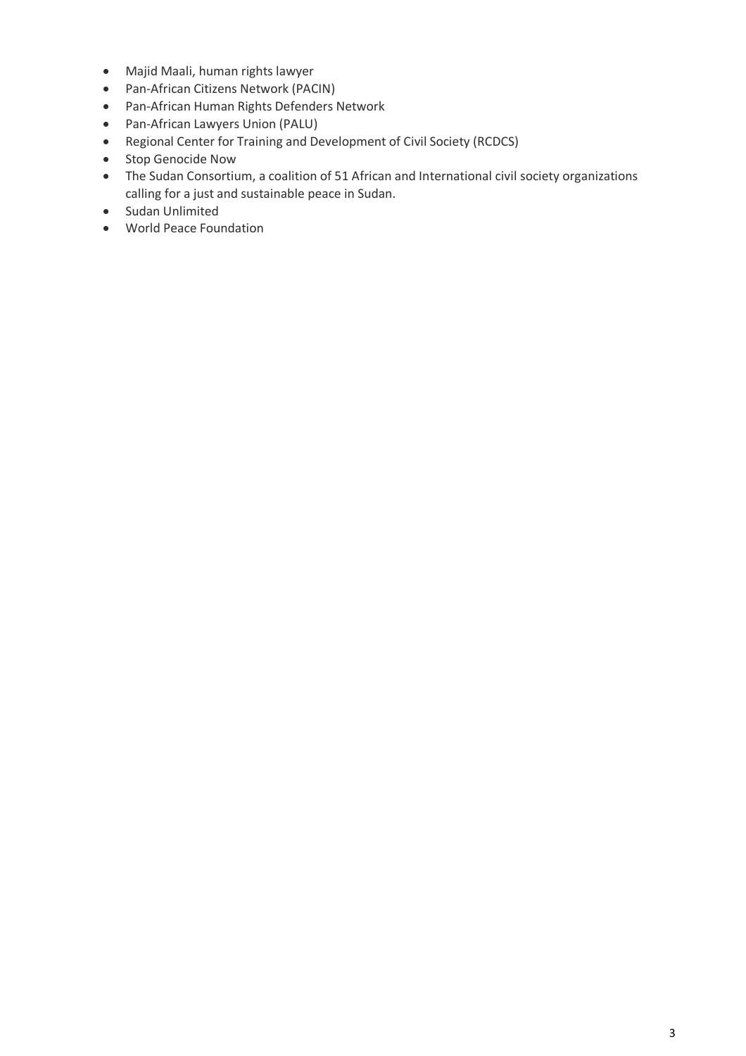- Majid Maali, human rights lawyer
- Pan-African Citizens Network (PACIN)
- Pan-African Human Rights Defenders Network
- Pan-African Lawyers Union (PALU)
- Regional Center for Training and Development of Civil Society (RCDCS)
- Stop Genocide Now
- The Sudan Consortium, a coalition of 51 African and International civil society organizations calling for a just and sustainable peace in Sudan.
- Sudan Unlimited
- World Peace Foundation